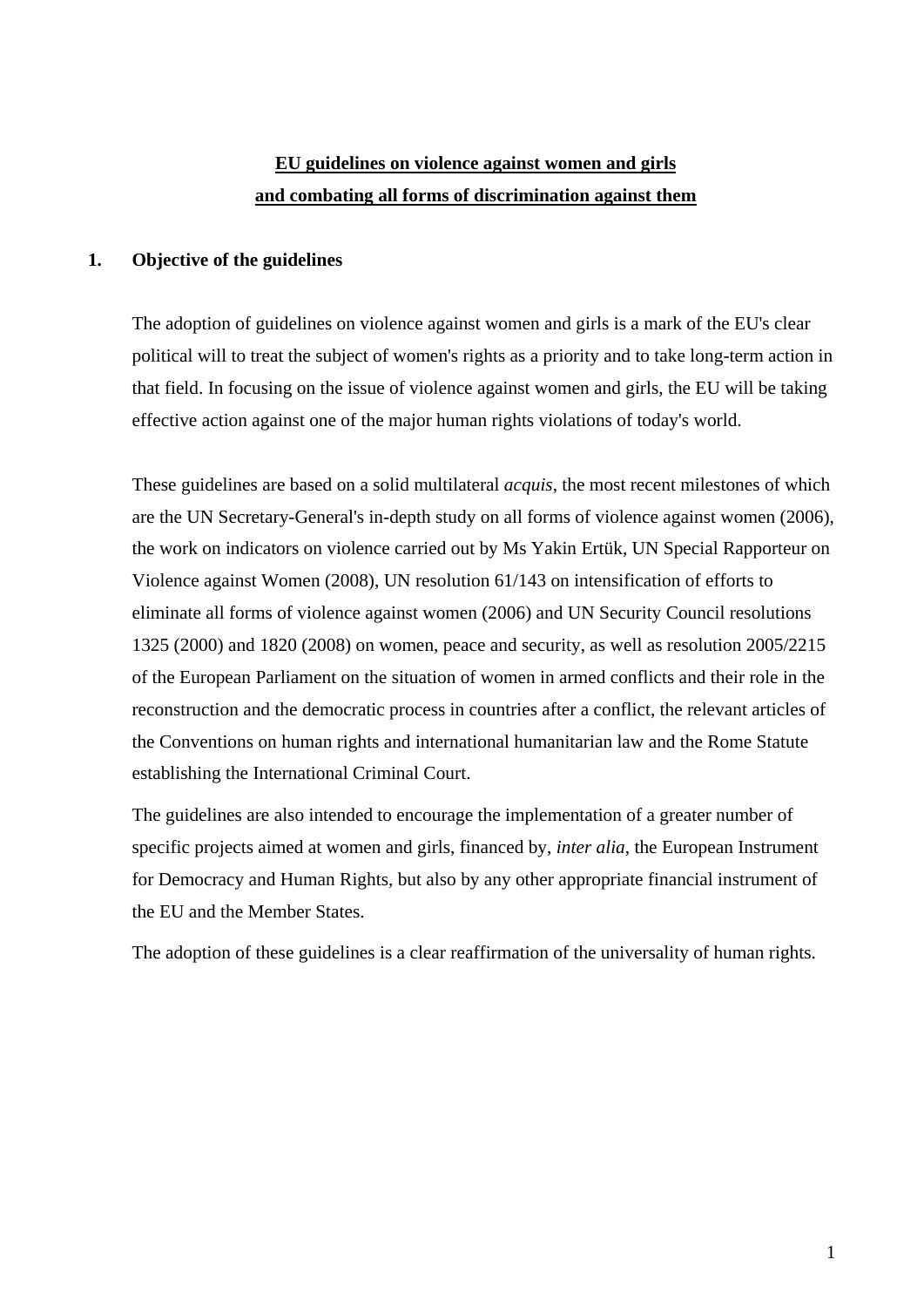# EU guidelines on violence against women and girls and combating all forms of discrimination against them

## 1. Objective of the guidelines

The adoption of guidelines on violence against women and girls is a mark of the EU's clear political will to treat the subject of women's rights as a priority and to take long-term action in that field. In focusing on the issue of violence against women and girls, the EU will be taking effective action against one of the major human rights violations of today's world.

These guidelines are based on a solid multilateral *acquis*, the most recent milestones of which are the UN Secretary-General's in-depth study on all forms of violence against women (2006), the work on indicators on violence carried out by Ms Yakin Ertük, UN Special Rapporteur on Violence against Women (2008), UN resolution 61/143 on intensification of efforts to eliminate all forms of violence against women (2006) and UN Security Council resolutions 1325 (2000) and 1820 (2008) on women, peace and security, as well as resolution 2005/2215 of the European Parliament on the situation of women in armed conflicts and their role in the reconstruction and the democratic process in countries after a conflict, the relevant articles of the Conventions on human rights and international humanitarian law and the Rome Statute establishing the International Criminal Court.

The guidelines are also intended to encourage the implementation of a greater number of specific projects aimed at women and girls, financed by, *inter alia*, the European Instrument for Democracy and Human Rights, but also by any other appropriate financial instrument of the EU and the Member States.

The adoption of these guidelines is a clear reaffirmation of the universality of human rights.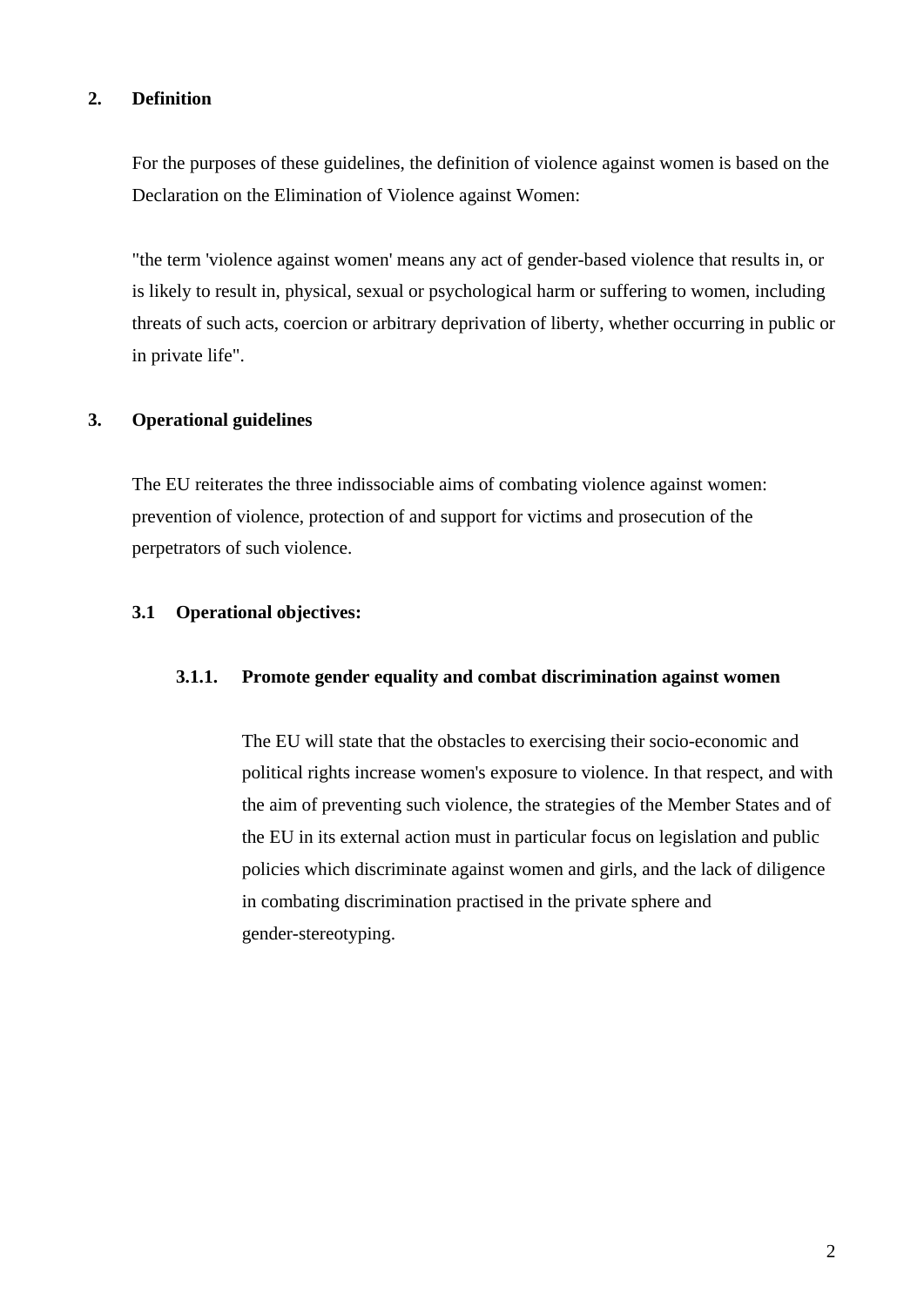## 2. Definition

For the purposes of these guidelines, the definition of violence against women is based on the Declaration on the Elimination of Violence against Women:

"the term 'violence against women' means any act of gender-based violence that results in, or is likely to result in, physical, sexual or psychological harm or suffering to women, including threats of such acts, coercion or arbitrary deprivation of liberty, whether occurring in public or in private life".

## 3. Operational guidelines

The EU reiterates the three indissociable aims of combating violence against women: prevention of violence, protection of and support for victims and prosecution of the perpetrators of such violence.

### 3.1 Operational objectives:

#### 3.1.1. Promote gender equality and combat discrimination against women

The EU will state that the obstacles to exercising their socio-economic and political rights increase women's exposure to violence. In that respect, and with the aim of preventing such violence, the strategies of the Member States and of the EU in its external action must in particular focus on legislation and public policies which discriminate against women and girls, and the lack of diligence in combating discrimination practised in the private sphere and gender-stereotyping.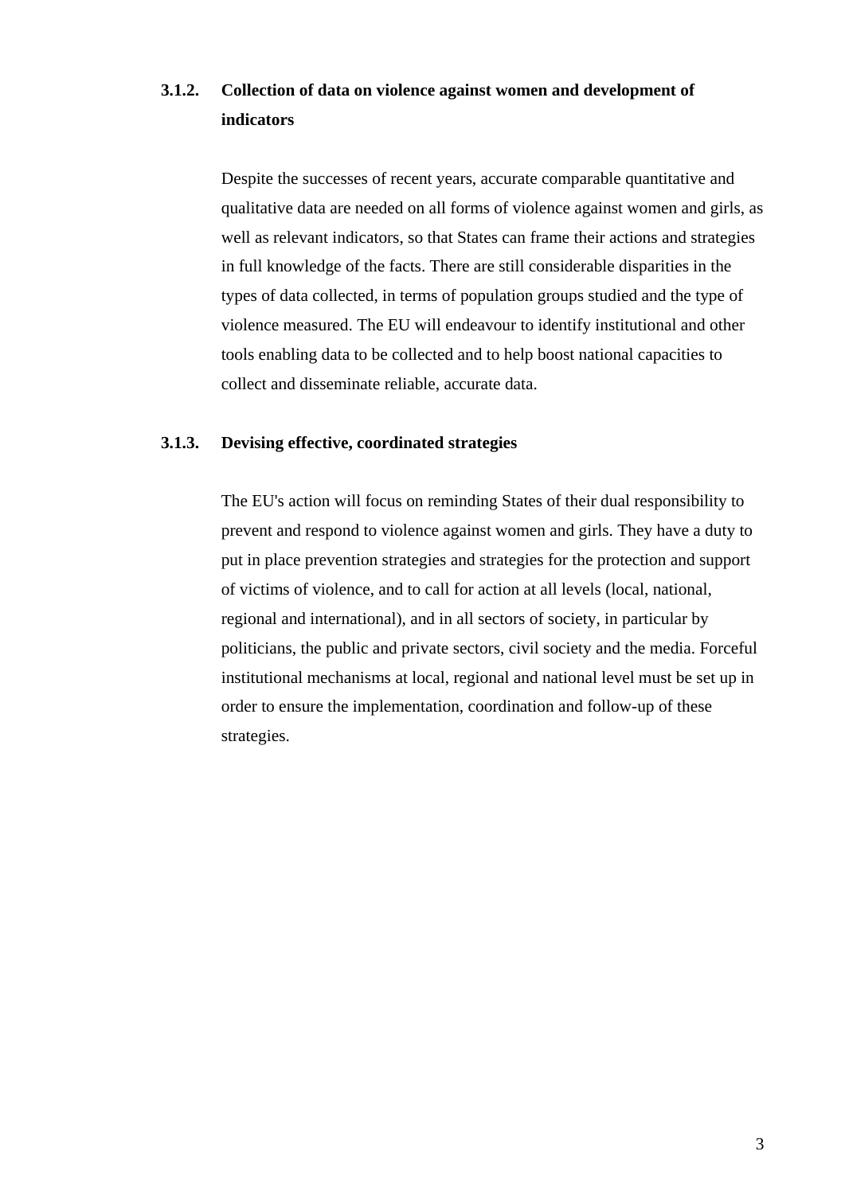### 3.1.2. Collection of data on violence against women and development of indicators

Despite the successes of recent years, accurate comparable quantitative and qualitative data are needed on all forms of violence against women and girls, as well as relevant indicators, so that States can frame their actions and strategies in full knowledge of the facts. There are still considerable disparities in the types of data collected, in terms of population groups studied and the type of violence measured. The EU will endeavour to identify institutional and other tools enabling data to be collected and to help boost national capacities to collect and disseminate reliable, accurate data.

### 3.1.3. Devising effective, coordinated strategies

The EU's action will focus on reminding States of their dual responsibility to prevent and respond to violence against women and girls. They have a duty to put in place prevention strategies and strategies for the protection and support of victims of violence, and to call for action at all levels (local, national, regional and international), and in all sectors of society, in particular by politicians, the public and private sectors, civil society and the media. Forceful institutional mechanisms at local, regional and national level must be set up in order to ensure the implementation, coordination and follow-up of these strategies.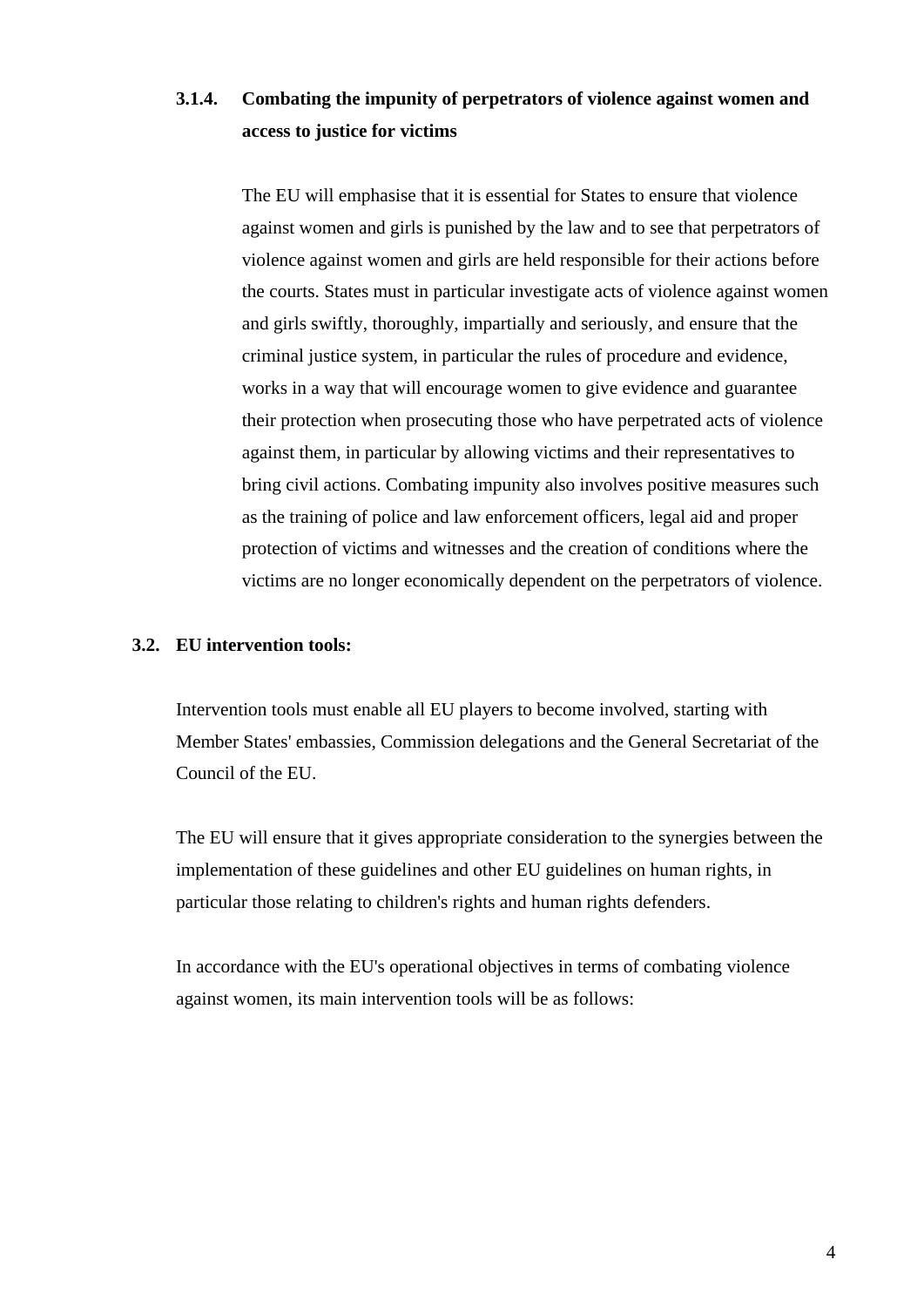#### 3.1.4. Combating the impunity of perpetrators of violence against women and access to justice for victims

The EU will emphasise that it is essential for States to ensure that violence against women and girls is punished by the law and to see that perpetrators of violence against women and girls are held responsible for their actions before the courts. States must in particular investigate acts of violence against women and girls swiftly, thoroughly, impartially and seriously, and ensure that the criminal justice system, in particular the rules of procedure and evidence, works in a way that will encourage women to give evidence and guarantee their protection when prosecuting those who have perpetrated acts of violence against them, in particular by allowing victims and their representatives to bring civil actions. Combating impunity also involves positive measures such as the training of police and law enforcement officers, legal aid and proper protection of victims and witnesses and the creation of conditions where the victims are no longer economically dependent on the perpetrators of violence.

### 3.2. EU intervention tools:

Intervention tools must enable all EU players to become involved, starting with Member States' embassies, Commission delegations and the General Secretariat of the Council of the EU.

The EU will ensure that it gives appropriate consideration to the synergies between the implementation of these guidelines and other EU guidelines on human rights, in particular those relating to children's rights and human rights defenders.

In accordance with the EU's operational objectives in terms of combating violence against women, its main intervention tools will be as follows: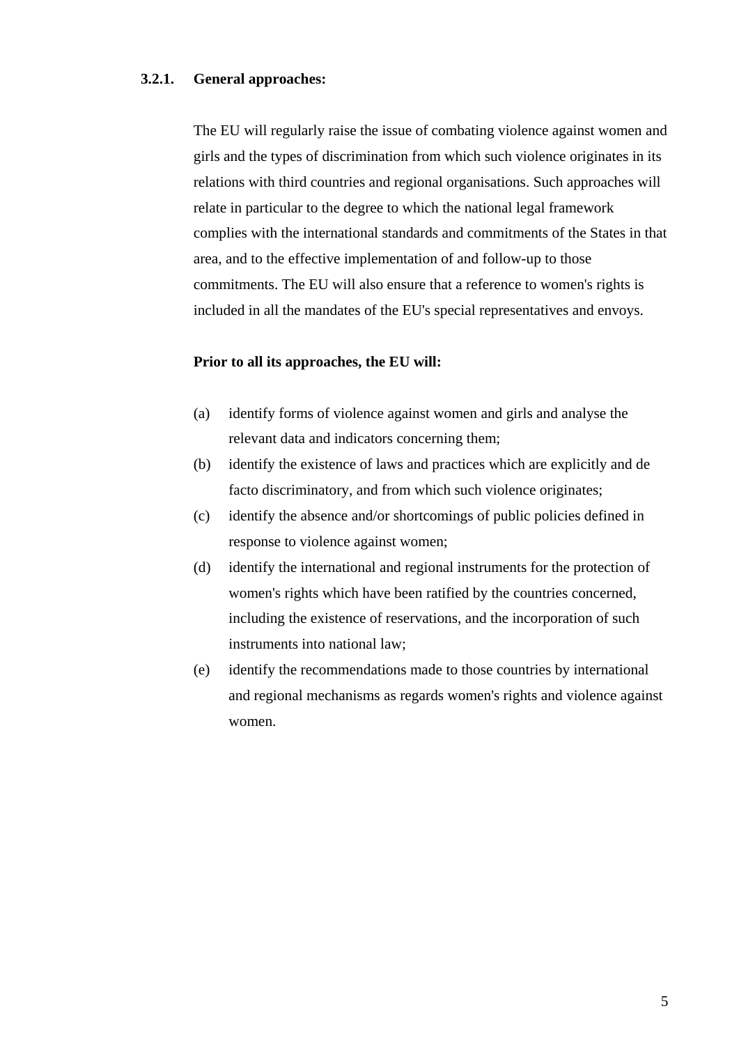### 3.2.1. General approaches:

The EU will regularly raise the issue of combating violence against women and girls and the types of discrimination from which such violence originates in its relations with third countries and regional organisations. Such approaches will relate in particular to the degree to which the national legal framework complies with the international standards and commitments of the States in that area, and to the effective implementation of and follow-up to those commitments. The EU will also ensure that a reference to women's rights is included in all the mandates of the EU's special representatives and envoys.

**Prior to all its approaches, the EU will:**

(a) identify forms of violence against women and girls and analyse the relevant data and indicators concerning them;

(b) identify the existence of laws and practices which are explicitly and de facto discriminatory, and from which such violence originates;

(c) identify the absence and/or shortcomings of public policies defined in response to violence against women;

(d) identify the international and regional instruments for the protection of women's rights which have been ratified by the countries concerned, including the existence of reservations, and the incorporation of such instruments into national law;

(e) identify the recommendations made to those countries by international and regional mechanisms as regards women's rights and violence against women.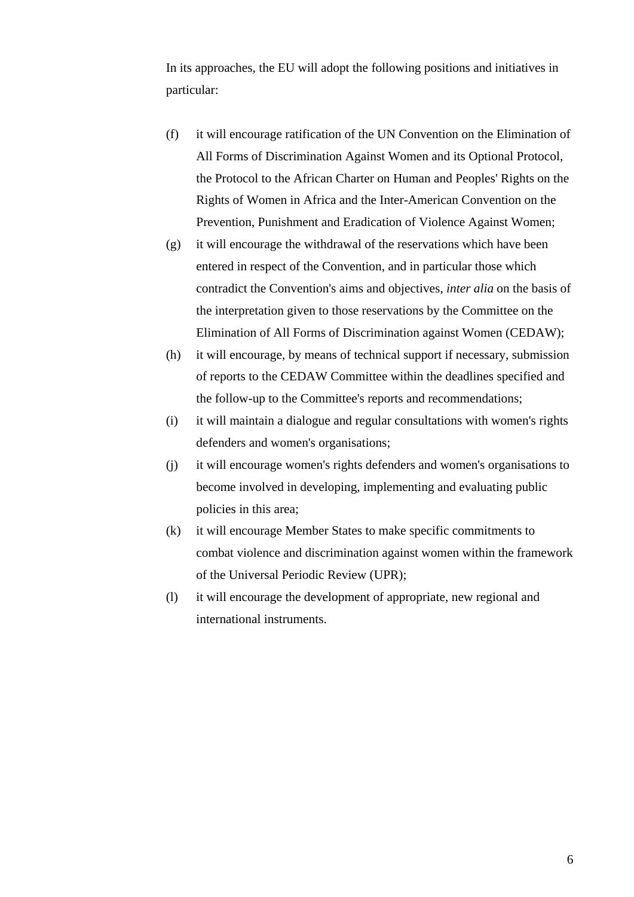In its approaches, the EU will adopt the following positions and initiatives in particular:

(f) it will encourage ratification of the UN Convention on the Elimination of All Forms of Discrimination Against Women and its Optional Protocol, the Protocol to the African Charter on Human and Peoples' Rights on the Rights of Women in Africa and the Inter-American Convention on the Prevention, Punishment and Eradication of Violence Against Women;

(g) it will encourage the withdrawal of the reservations which have been entered in respect of the Convention, and in particular those which contradict the Convention's aims and objectives, *inter alia* on the basis of the interpretation given to those reservations by the Committee on the Elimination of All Forms of Discrimination against Women (CEDAW);

(h) it will encourage, by means of technical support if necessary, submission of reports to the CEDAW Committee within the deadlines specified and the follow-up to the Committee's reports and recommendations;

(i) it will maintain a dialogue and regular consultations with women's rights defenders and women's organisations;

(j) it will encourage women's rights defenders and women's organisations to become involved in developing, implementing and evaluating public policies in this area;

(k) it will encourage Member States to make specific commitments to combat violence and discrimination against women within the framework of the Universal Periodic Review (UPR);

(l) it will encourage the development of appropriate, new regional and international instruments.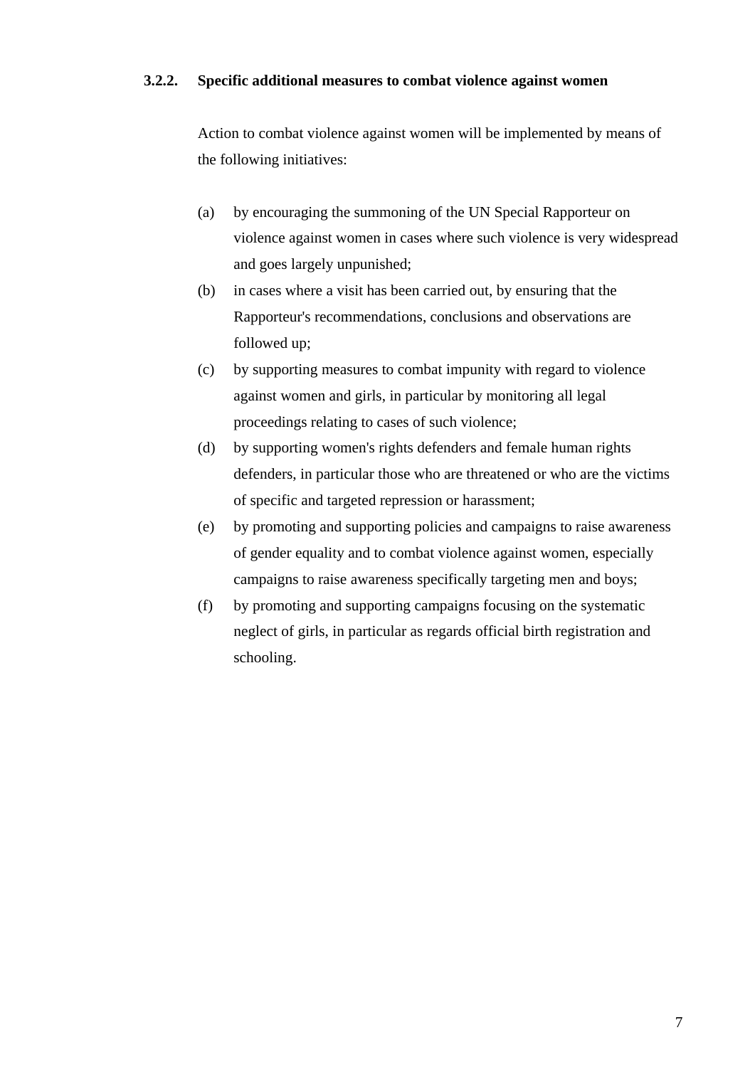### 3.2.2. Specific additional measures to combat violence against women

Action to combat violence against women will be implemented by means of the following initiatives:

(a) by encouraging the summoning of the UN Special Rapporteur on violence against women in cases where such violence is very widespread and goes largely unpunished;

(b) in cases where a visit has been carried out, by ensuring that the Rapporteur's recommendations, conclusions and observations are followed up;

(c) by supporting measures to combat impunity with regard to violence against women and girls, in particular by monitoring all legal proceedings relating to cases of such violence;

(d) by supporting women's rights defenders and female human rights defenders, in particular those who are threatened or who are the victims of specific and targeted repression or harassment;

(e) by promoting and supporting policies and campaigns to raise awareness of gender equality and to combat violence against women, especially campaigns to raise awareness specifically targeting men and boys;

(f) by promoting and supporting campaigns focusing on the systematic neglect of girls, in particular as regards official birth registration and schooling.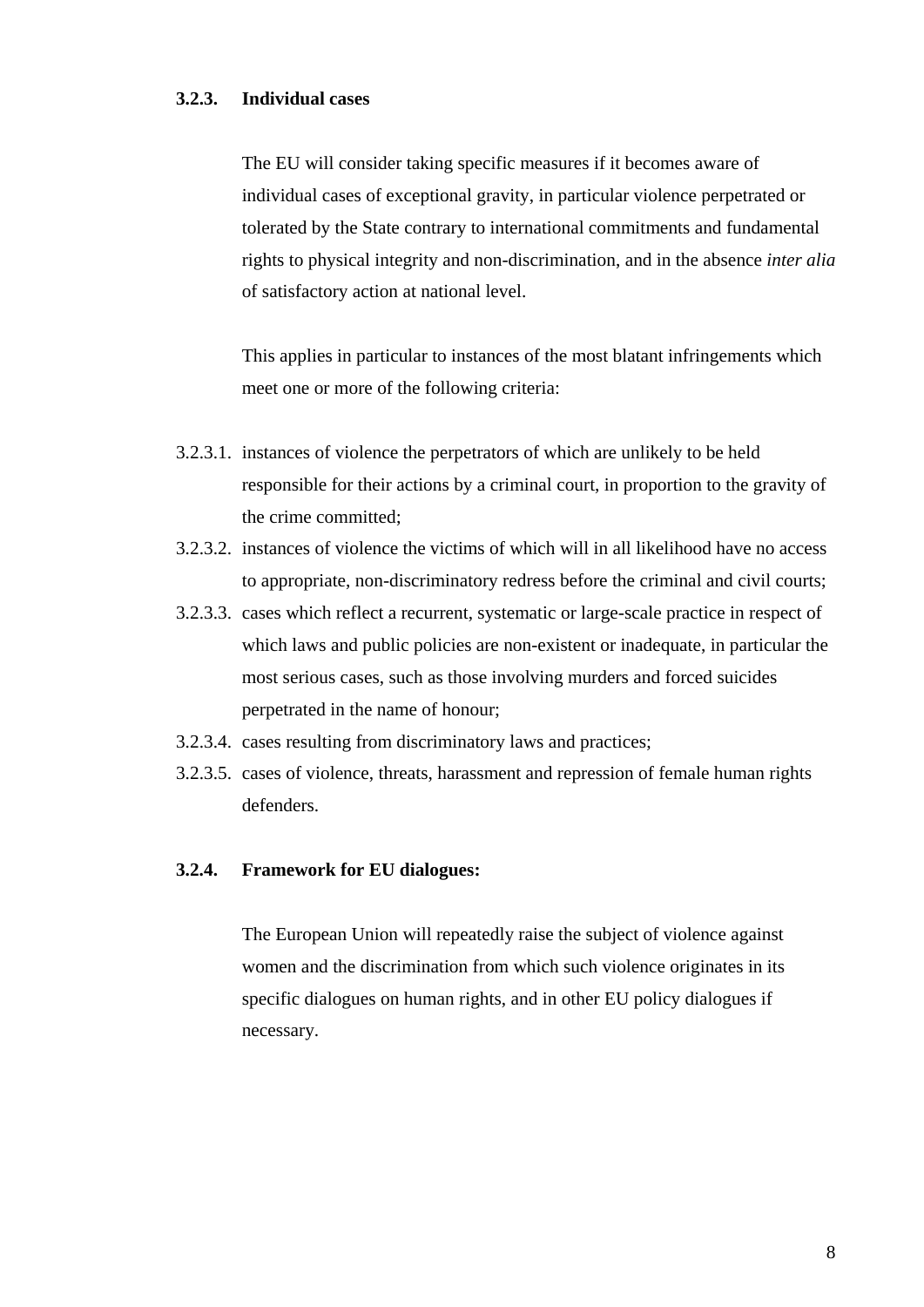### 3.2.3. Individual cases

The EU will consider taking specific measures if it becomes aware of individual cases of exceptional gravity, in particular violence perpetrated or tolerated by the State contrary to international commitments and fundamental rights to physical integrity and non-discrimination, and in the absence *inter alia* of satisfactory action at national level.

This applies in particular to instances of the most blatant infringements which meet one or more of the following criteria:

3.2.3.1. instances of violence the perpetrators of which are unlikely to be held responsible for their actions by a criminal court, in proportion to the gravity of the crime committed;

3.2.3.2. instances of violence the victims of which will in all likelihood have no access to appropriate, non-discriminatory redress before the criminal and civil courts;

3.2.3.3. cases which reflect a recurrent, systematic or large-scale practice in respect of which laws and public policies are non-existent or inadequate, in particular the most serious cases, such as those involving murders and forced suicides perpetrated in the name of honour;

3.2.3.4. cases resulting from discriminatory laws and practices;

3.2.3.5. cases of violence, threats, harassment and repression of female human rights defenders.

### 3.2.4. Framework for EU dialogues:

The European Union will repeatedly raise the subject of violence against women and the discrimination from which such violence originates in its specific dialogues on human rights, and in other EU policy dialogues if necessary.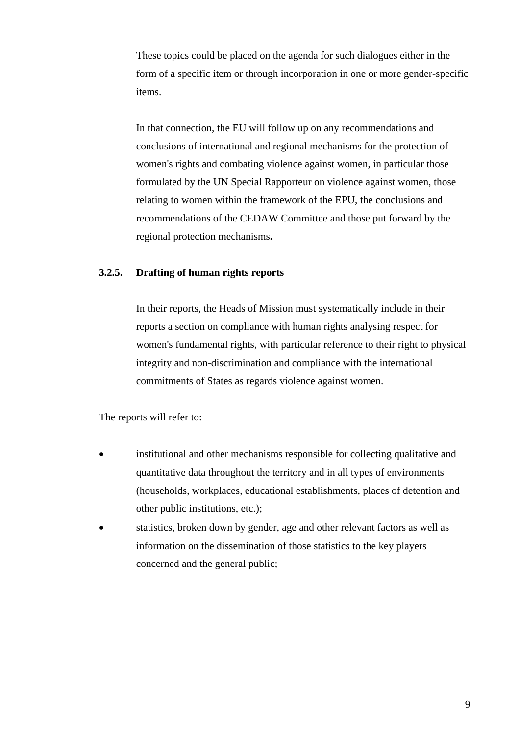These topics could be placed on the agenda for such dialogues either in the form of a specific item or through incorporation in one or more gender-specific items.

In that connection, the EU will follow up on any recommendations and conclusions of international and regional mechanisms for the protection of women's rights and combating violence against women, in particular those formulated by the UN Special Rapporteur on violence against women, those relating to women within the framework of the EPU, the conclusions and recommendations of the CEDAW Committee and those put forward by the regional protection mechanisms**.**

### 3.2.5. Drafting of human rights reports

In their reports, the Heads of Mission must systematically include in their reports a section on compliance with human rights analysing respect for women's fundamental rights, with particular reference to their right to physical integrity and non-discrimination and compliance with the international commitments of States as regards violence against women.

The reports will refer to:

- institutional and other mechanisms responsible for collecting qualitative and quantitative data throughout the territory and in all types of environments (households, workplaces, educational establishments, places of detention and other public institutions, etc.);
- statistics, broken down by gender, age and other relevant factors as well as information on the dissemination of those statistics to the key players concerned and the general public;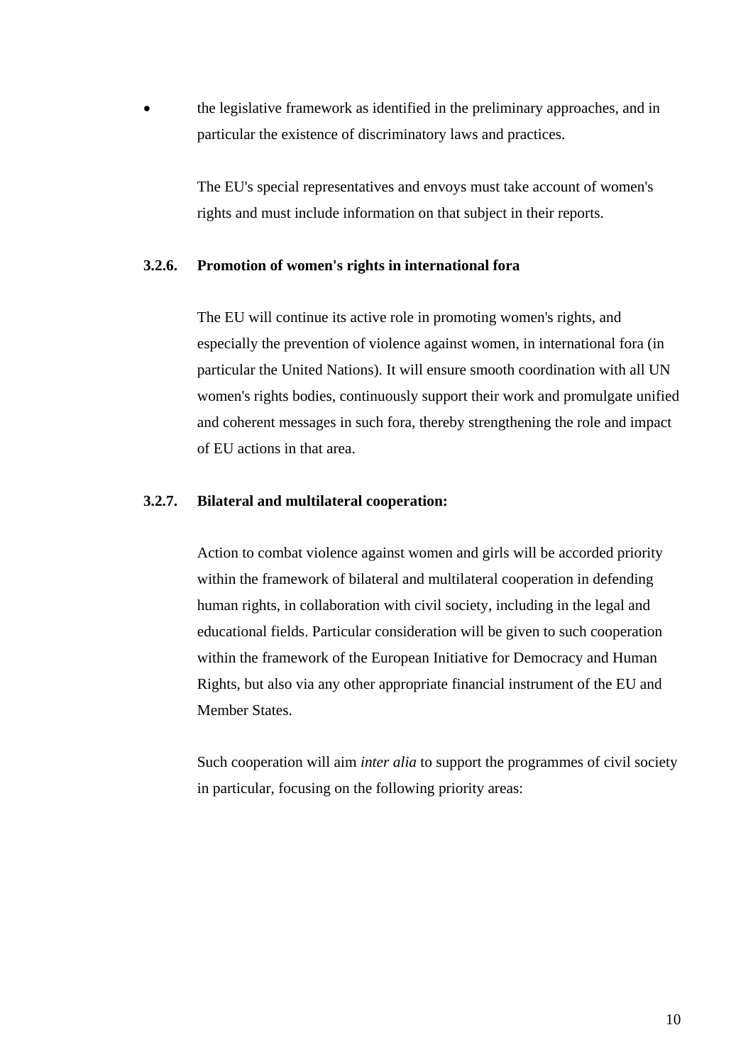- the legislative framework as identified in the preliminary approaches, and in particular the existence of discriminatory laws and practices.

The EU's special representatives and envoys must take account of women's rights and must include information on that subject in their reports.

### 3.2.6. Promotion of women's rights in international fora

The EU will continue its active role in promoting women's rights, and especially the prevention of violence against women, in international fora (in particular the United Nations). It will ensure smooth coordination with all UN women's rights bodies, continuously support their work and promulgate unified and coherent messages in such fora, thereby strengthening the role and impact of EU actions in that area.

### 3.2.7. Bilateral and multilateral cooperation:

Action to combat violence against women and girls will be accorded priority within the framework of bilateral and multilateral cooperation in defending human rights, in collaboration with civil society, including in the legal and educational fields. Particular consideration will be given to such cooperation within the framework of the European Initiative for Democracy and Human Rights, but also via any other appropriate financial instrument of the EU and Member States.

Such cooperation will aim *inter alia* to support the programmes of civil society in particular, focusing on the following priority areas: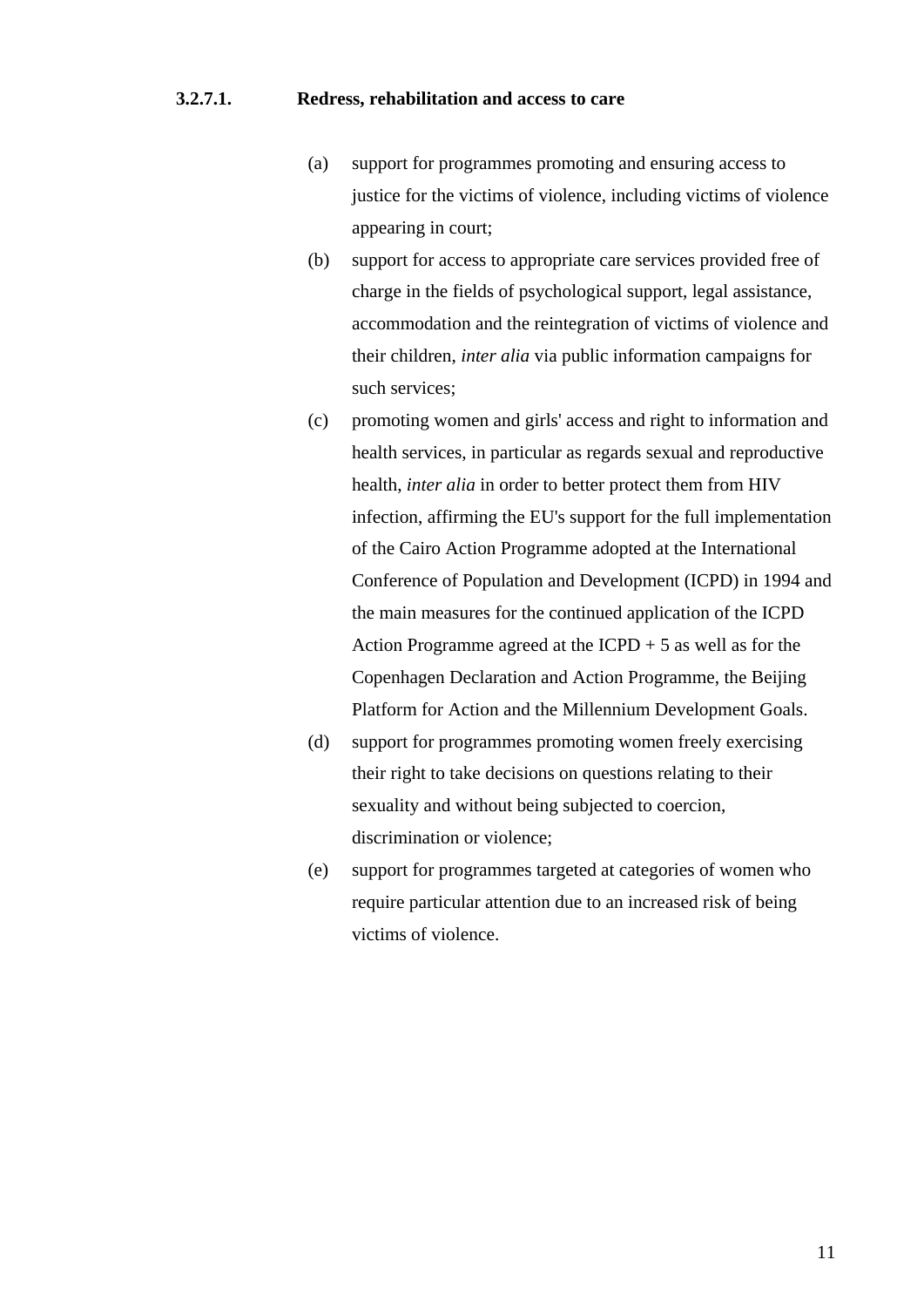#### 3.2.7.1. Redress, rehabilitation and access to care

(a) support for programmes promoting and ensuring access to justice for the victims of violence, including victims of violence appearing in court;

(b) support for access to appropriate care services provided free of charge in the fields of psychological support, legal assistance, accommodation and the reintegration of victims of violence and their children, *inter alia* via public information campaigns for such services;

(c) promoting women and girls' access and right to information and health services, in particular as regards sexual and reproductive health, *inter alia* in order to better protect them from HIV infection, affirming the EU's support for the full implementation of the Cairo Action Programme adopted at the International Conference of Population and Development (ICPD) in 1994 and the main measures for the continued application of the ICPD Action Programme agreed at the ICPD + 5 as well as for the Copenhagen Declaration and Action Programme, the Beijing Platform for Action and the Millennium Development Goals.

(d) support for programmes promoting women freely exercising their right to take decisions on questions relating to their sexuality and without being subjected to coercion, discrimination or violence;

(e) support for programmes targeted at categories of women who require particular attention due to an increased risk of being victims of violence.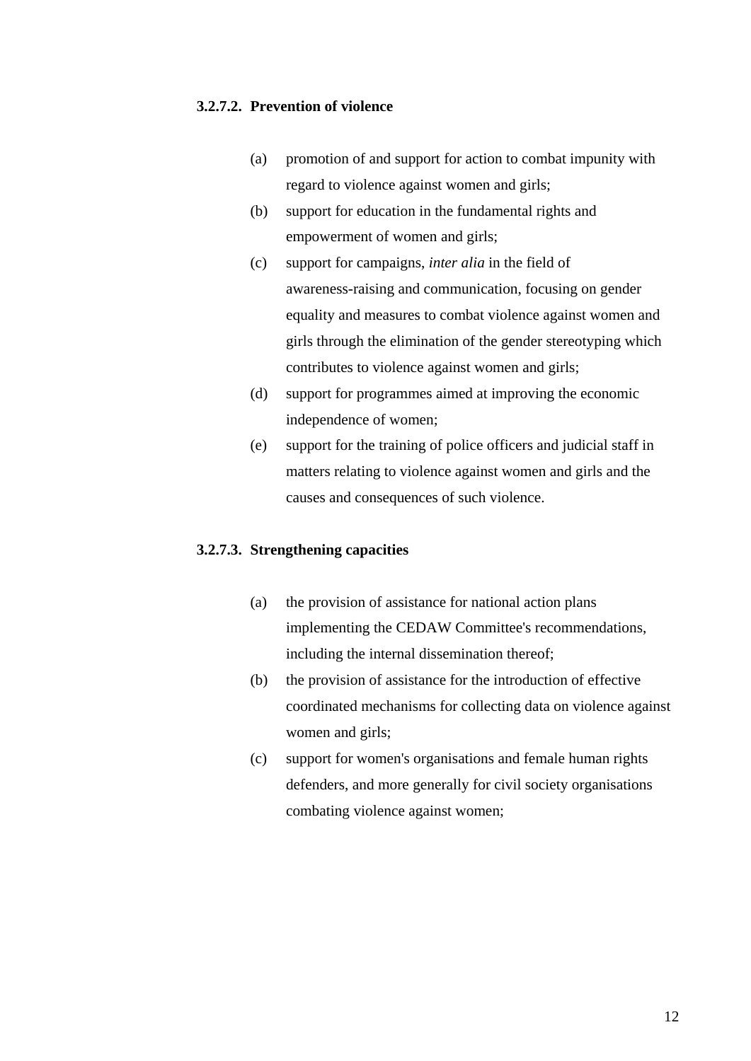#### 3.2.7.2. Prevention of violence

(a) promotion of and support for action to combat impunity with regard to violence against women and girls;

(b) support for education in the fundamental rights and empowerment of women and girls;

(c) support for campaigns, *inter alia* in the field of awareness-raising and communication, focusing on gender equality and measures to combat violence against women and girls through the elimination of the gender stereotyping which contributes to violence against women and girls;

(d) support for programmes aimed at improving the economic independence of women;

(e) support for the training of police officers and judicial staff in matters relating to violence against women and girls and the causes and consequences of such violence.

#### 3.2.7.3. Strengthening capacities

(a) the provision of assistance for national action plans implementing the CEDAW Committee's recommendations, including the internal dissemination thereof;

(b) the provision of assistance for the introduction of effective coordinated mechanisms for collecting data on violence against women and girls;

(c) support for women's organisations and female human rights defenders, and more generally for civil society organisations combating violence against women;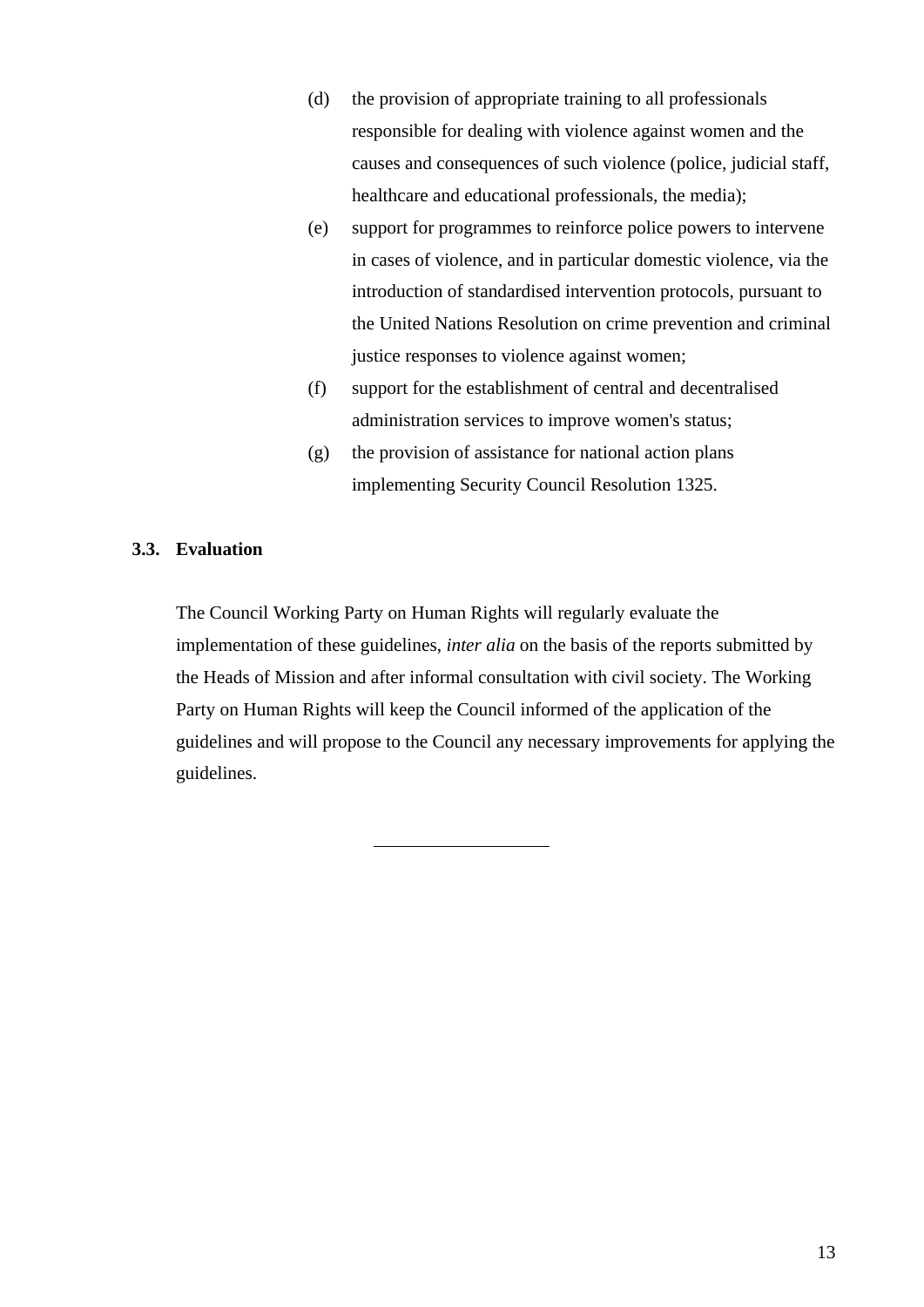(d) the provision of appropriate training to all professionals responsible for dealing with violence against women and the causes and consequences of such violence (police, judicial staff, healthcare and educational professionals, the media);

(e) support for programmes to reinforce police powers to intervene in cases of violence, and in particular domestic violence, via the introduction of standardised intervention protocols, pursuant to the United Nations Resolution on crime prevention and criminal justice responses to violence against women;

(f) support for the establishment of central and decentralised administration services to improve women's status;

(g) the provision of assistance for national action plans implementing Security Council Resolution 1325.

### 3.3. Evaluation

The Council Working Party on Human Rights will regularly evaluate the implementation of these guidelines, *inter alia* on the basis of the reports submitted by the Heads of Mission and after informal consultation with civil society. The Working Party on Human Rights will keep the Council informed of the application of the guidelines and will propose to the Council any necessary improvements for applying the guidelines.

---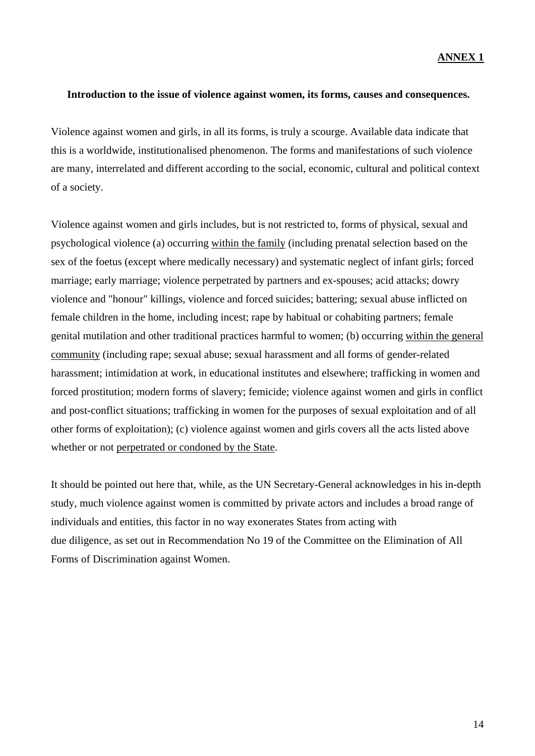**ANNEX 1**

**Introduction to the issue of violence against women, its forms, causes and consequences.**

Violence against women and girls, in all its forms, is truly a scourge. Available data indicate that this is a worldwide, institutionalised phenomenon. The forms and manifestations of such violence are many, interrelated and different according to the social, economic, cultural and political context of a society.

Violence against women and girls includes, but is not restricted to, forms of physical, sexual and psychological violence (a) occurring within the family (including prenatal selection based on the sex of the foetus (except where medically necessary) and systematic neglect of infant girls; forced marriage; early marriage; violence perpetrated by partners and ex-spouses; acid attacks; dowry violence and "honour" killings, violence and forced suicides; battering; sexual abuse inflicted on female children in the home, including incest; rape by habitual or cohabiting partners; female genital mutilation and other traditional practices harmful to women; (b) occurring within the general community (including rape; sexual abuse; sexual harassment and all forms of gender-related harassment; intimidation at work, in educational institutes and elsewhere; trafficking in women and forced prostitution; modern forms of slavery; femicide; violence against women and girls in conflict and post-conflict situations; trafficking in women for the purposes of sexual exploitation and of all other forms of exploitation); (c) violence against women and girls covers all the acts listed above whether or not perpetrated or condoned by the State.

It should be pointed out here that, while, as the UN Secretary-General acknowledges in his in-depth study, much violence against women is committed by private actors and includes a broad range of individuals and entities, this factor in no way exonerates States from acting with due diligence, as set out in Recommendation No 19 of the Committee on the Elimination of All Forms of Discrimination against Women.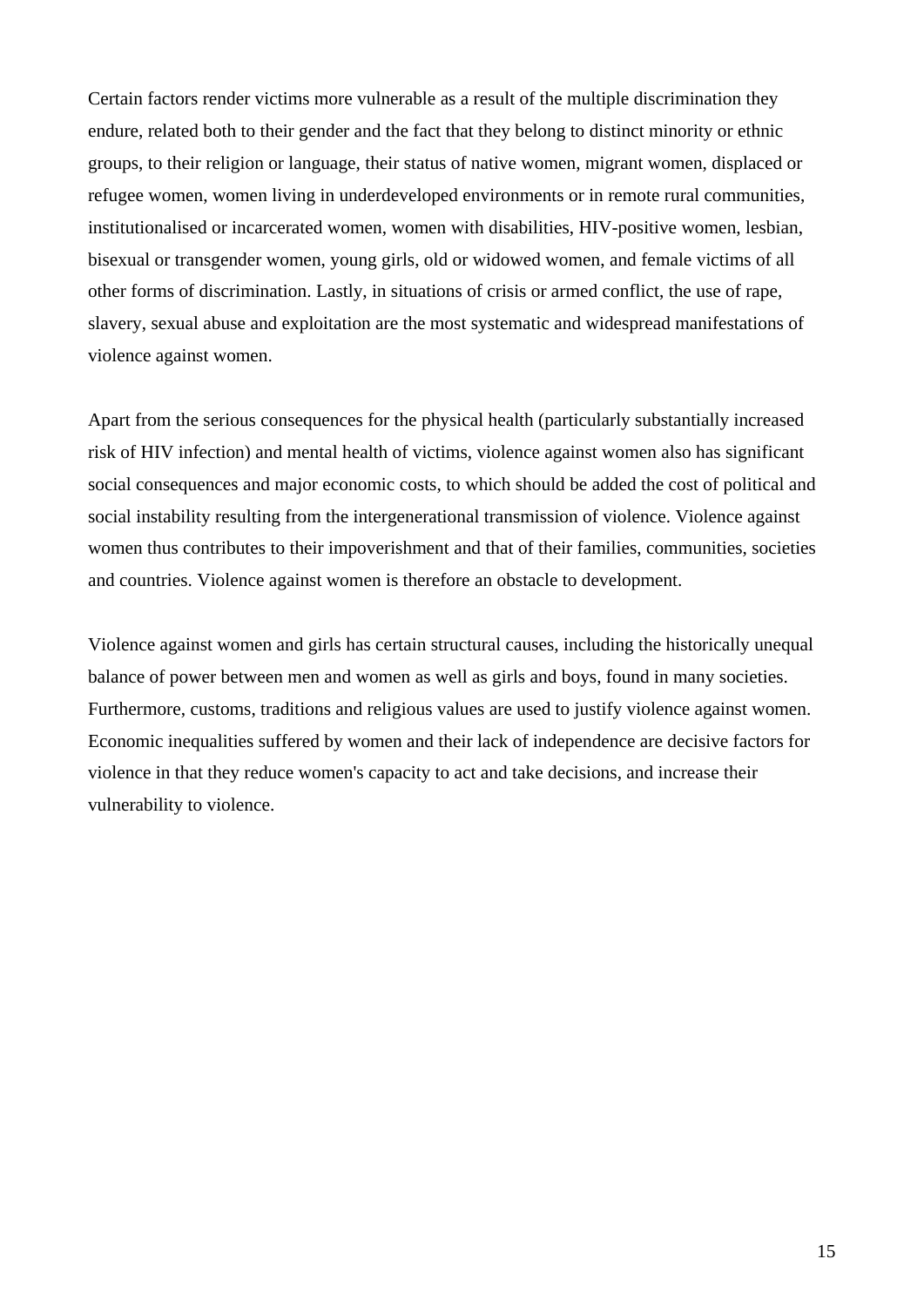Certain factors render victims more vulnerable as a result of the multiple discrimination they endure, related both to their gender and the fact that they belong to distinct minority or ethnic groups, to their religion or language, their status of native women, migrant women, displaced or refugee women, women living in underdeveloped environments or in remote rural communities, institutionalised or incarcerated women, women with disabilities, HIV-positive women, lesbian, bisexual or transgender women, young girls, old or widowed women, and female victims of all other forms of discrimination. Lastly, in situations of crisis or armed conflict, the use of rape, slavery, sexual abuse and exploitation are the most systematic and widespread manifestations of violence against women.

Apart from the serious consequences for the physical health (particularly substantially increased risk of HIV infection) and mental health of victims, violence against women also has significant social consequences and major economic costs, to which should be added the cost of political and social instability resulting from the intergenerational transmission of violence. Violence against women thus contributes to their impoverishment and that of their families, communities, societies and countries. Violence against women is therefore an obstacle to development.

Violence against women and girls has certain structural causes, including the historically unequal balance of power between men and women as well as girls and boys, found in many societies. Furthermore, customs, traditions and religious values are used to justify violence against women. Economic inequalities suffered by women and their lack of independence are decisive factors for violence in that they reduce women's capacity to act and take decisions, and increase their vulnerability to violence.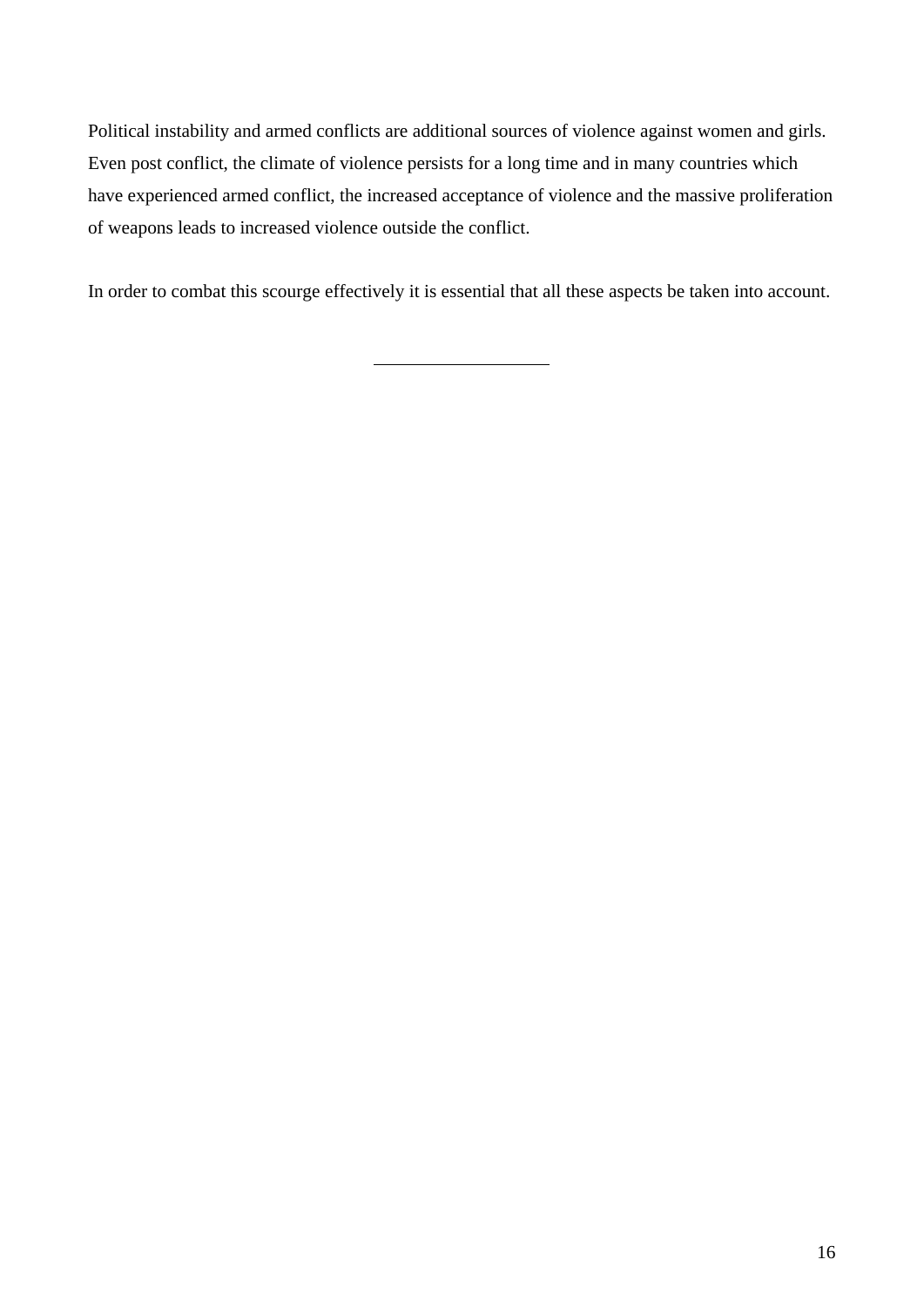Political instability and armed conflicts are additional sources of violence against women and girls. Even post conflict, the climate of violence persists for a long time and in many countries which have experienced armed conflict, the increased acceptance of violence and the massive proliferation of weapons leads to increased violence outside the conflict.

In order to combat this scourge effectively it is essential that all these aspects be taken into account.

---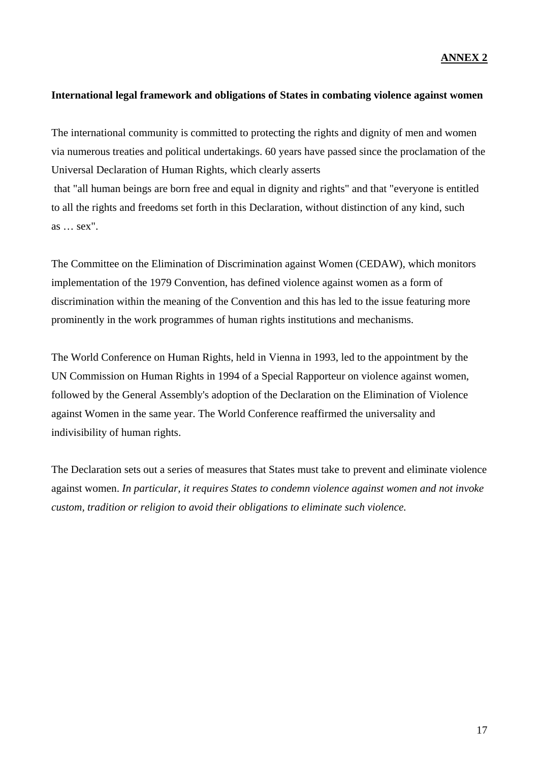**ANNEX 2**

**International legal framework and obligations of States in combating violence against women**

The international community is committed to protecting the rights and dignity of men and women via numerous treaties and political undertakings. 60 years have passed since the proclamation of the Universal Declaration of Human Rights, which clearly asserts that "all human beings are born free and equal in dignity and rights" and that "everyone is entitled to all the rights and freedoms set forth in this Declaration, without distinction of any kind, such as … sex".

The Committee on the Elimination of Discrimination against Women (CEDAW), which monitors implementation of the 1979 Convention, has defined violence against women as a form of discrimination within the meaning of the Convention and this has led to the issue featuring more prominently in the work programmes of human rights institutions and mechanisms.

The World Conference on Human Rights, held in Vienna in 1993, led to the appointment by the UN Commission on Human Rights in 1994 of a Special Rapporteur on violence against women, followed by the General Assembly's adoption of the Declaration on the Elimination of Violence against Women in the same year. The World Conference reaffirmed the universality and indivisibility of human rights.

The Declaration sets out a series of measures that States must take to prevent and eliminate violence against women. *In particular, it requires States to condemn violence against women and not invoke custom, tradition or religion to avoid their obligations to eliminate such violence.*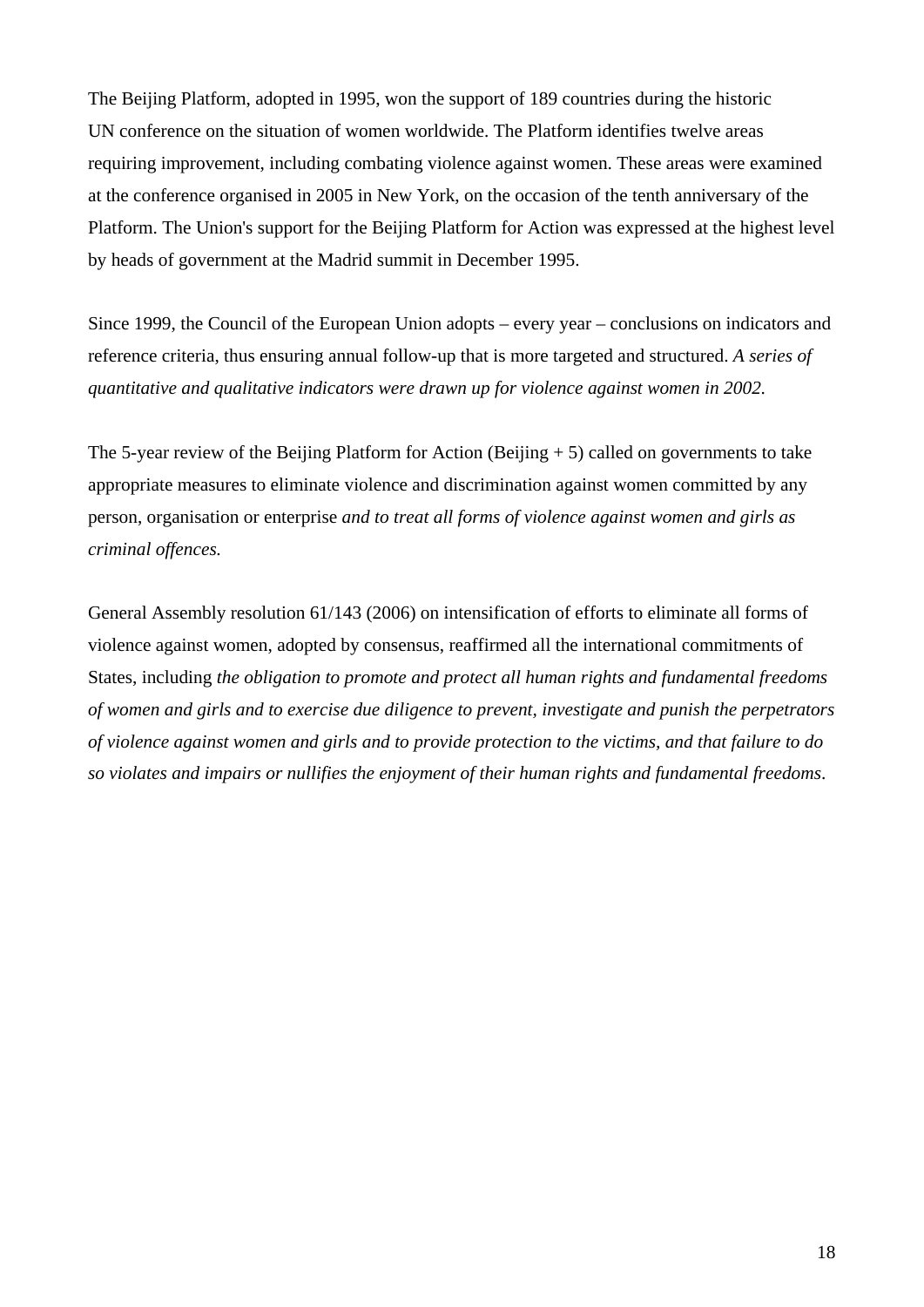The Beijing Platform, adopted in 1995, won the support of 189 countries during the historic UN conference on the situation of women worldwide. The Platform identifies twelve areas requiring improvement, including combating violence against women. These areas were examined at the conference organised in 2005 in New York, on the occasion of the tenth anniversary of the Platform. The Union's support for the Beijing Platform for Action was expressed at the highest level by heads of government at the Madrid summit in December 1995.

Since 1999, the Council of the European Union adopts – every year – conclusions on indicators and reference criteria, thus ensuring annual follow-up that is more targeted and structured. *A series of quantitative and qualitative indicators were drawn up for violence against women in 2002.*

The 5-year review of the Beijing Platform for Action (Beijing + 5) called on governments to take appropriate measures to eliminate violence and discrimination against women committed by any person, organisation or enterprise *and to treat all forms of violence against women and girls as criminal offences.*

General Assembly resolution 61/143 (2006) on intensification of efforts to eliminate all forms of violence against women, adopted by consensus, reaffirmed all the international commitments of States, including *the obligation to promote and protect all human rights and fundamental freedoms of women and girls and to exercise due diligence to prevent, investigate and punish the perpetrators of violence against women and girls and to provide protection to the victims, and that failure to do so violates and impairs or nullifies the enjoyment of their human rights and fundamental freedoms*.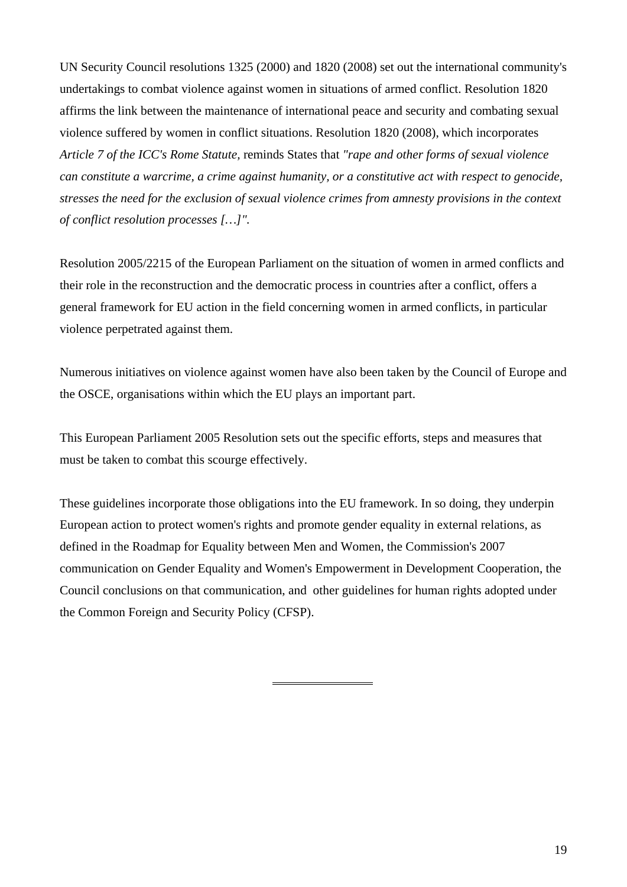UN Security Council resolutions 1325 (2000) and 1820 (2008) set out the international community's undertakings to combat violence against women in situations of armed conflict. Resolution 1820 affirms the link between the maintenance of international peace and security and combating sexual violence suffered by women in conflict situations. Resolution 1820 (2008), which incorporates *Article 7 of the ICC's Rome Statute,* reminds States that *"rape and other forms of sexual violence can constitute a warcrime, a crime against humanity, or a constitutive act with respect to genocide, stresses the need for the exclusion of sexual violence crimes from amnesty provisions in the context of conflict resolution processes […]".*

Resolution 2005/2215 of the European Parliament on the situation of women in armed conflicts and their role in the reconstruction and the democratic process in countries after a conflict, offers a general framework for EU action in the field concerning women in armed conflicts, in particular violence perpetrated against them.

Numerous initiatives on violence against women have also been taken by the Council of Europe and the OSCE, organisations within which the EU plays an important part.

This European Parliament 2005 Resolution sets out the specific efforts, steps and measures that must be taken to combat this scourge effectively.

These guidelines incorporate those obligations into the EU framework. In so doing, they underpin European action to protect women's rights and promote gender equality in external relations, as defined in the Roadmap for Equality between Men and Women, the Commission's 2007 communication on Gender Equality and Women's Empowerment in Development Cooperation, the Council conclusions on that communication, and other guidelines for human rights adopted under the Common Foreign and Security Policy (CFSP).